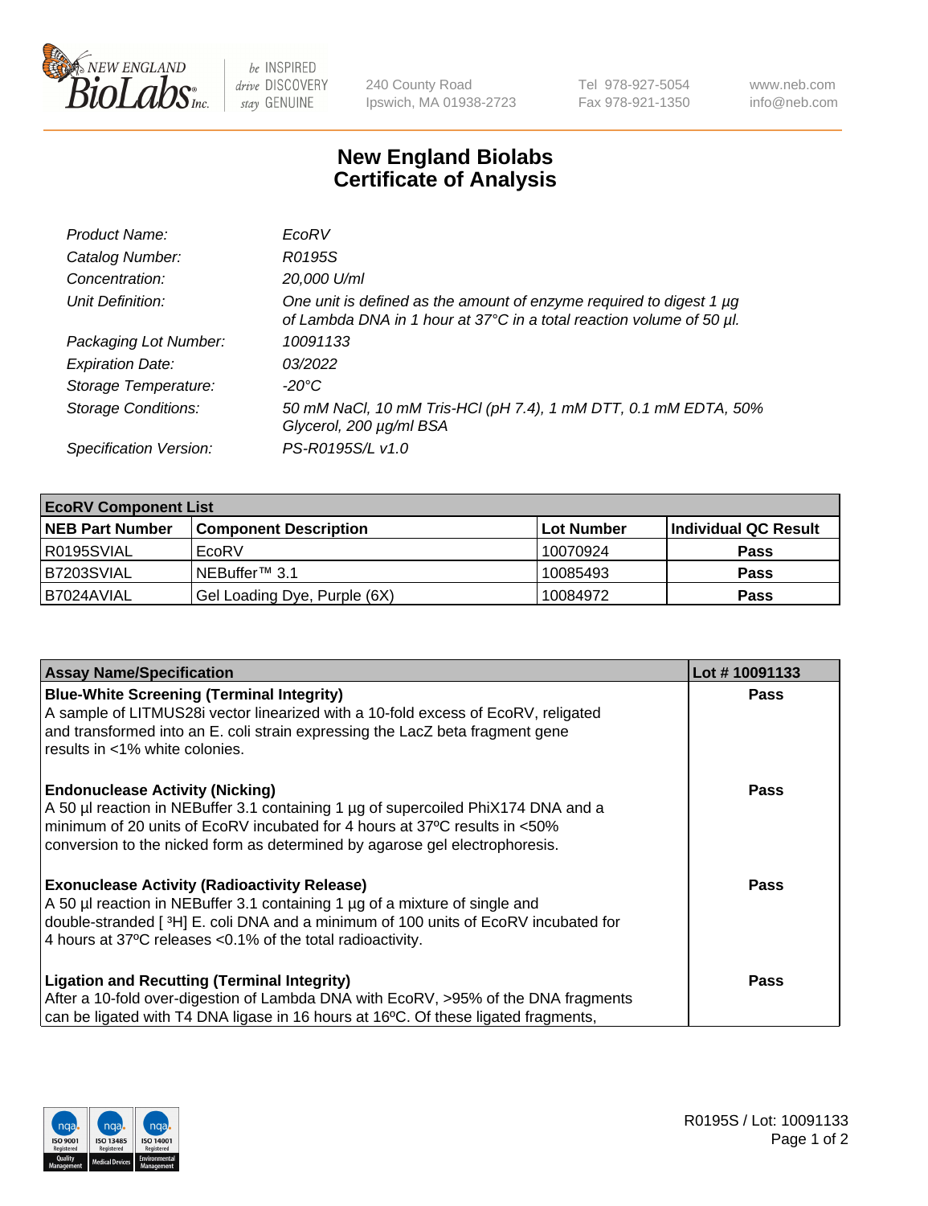New England BioLabs Inc. — be INSPIRED drive DISCOVERY stay GENUINE

240 County Road
Ipswich, MA 01938-2723

Tel 978-927-5054
Fax 978-921-1350

www.neb.com
info@neb.com

# New England Biolabs Certificate of Analysis

| | |
|---|---|
| *Product Name:* | *EcoRV* |
| *Catalog Number:* | *R0195S* |
| *Concentration:* | *20,000 U/ml* |
| *Unit Definition:* | *One unit is defined as the amount of enzyme required to digest 1 µg of Lambda DNA in 1 hour at 37°C in a total reaction volume of 50 µl.* |
| *Packaging Lot Number:* | *10091133* |
| *Expiration Date:* | *03/2022* |
| *Storage Temperature:* | *-20°C* |
| *Storage Conditions:* | *50 mM NaCl, 10 mM Tris-HCl (pH 7.4), 1 mM DTT, 0.1 mM EDTA, 50% Glycerol, 200 µg/ml BSA* |
| *Specification Version:* | *PS-R0195S/L v1.0* |

| **EcoRV Component List** | | | |
|---|---|---|---|
| **NEB Part Number** | **Component Description** | **Lot Number** | **Individual QC Result** |
| R0195SVIAL | EcoRV | 10070924 | **Pass** |
| B7203SVIAL | NEBuffer™ 3.1 | 10085493 | **Pass** |
| B7024AVIAL | Gel Loading Dye, Purple (6X) | 10084972 | **Pass** |

| **Assay Name/Specification** | **Lot # 10091133** |
|---|---|
| **Blue-White Screening (Terminal Integrity)** A sample of LITMUS28i vector linearized with a 10-fold excess of EcoRV, religated and transformed into an E. coli strain expressing the LacZ beta fragment gene results in <1% white colonies. | **Pass** |
| **Endonuclease Activity (Nicking)** A 50 µl reaction in NEBuffer 3.1 containing 1 µg of supercoiled PhiX174 DNA and a minimum of 20 units of EcoRV incubated for 4 hours at 37ºC results in <50% conversion to the nicked form as determined by agarose gel electrophoresis. | **Pass** |
| **Exonuclease Activity (Radioactivity Release)** A 50 µl reaction in NEBuffer 3.1 containing 1 µg of a mixture of single and double-stranded [$^3$H] E. coli DNA and a minimum of 100 units of EcoRV incubated for 4 hours at 37ºC releases <0.1% of the total radioactivity. | **Pass** |
| **Ligation and Recutting (Terminal Integrity)** After a 10-fold over-digestion of Lambda DNA with EcoRV, >95% of the DNA fragments can be ligated with T4 DNA ligase in 16 hours at 16ºC. Of these ligated fragments, | **Pass** |

R0195S / Lot: 10091133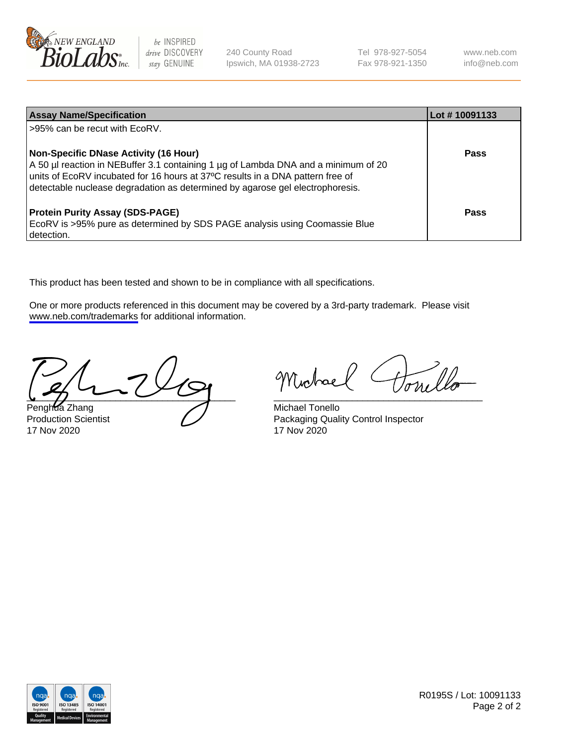New England BioLabs Inc. — be INSPIRED drive DISCOVERY stay GENUINE

240 County Road
Ipswich, MA 01938-2723

Tel 978-927-5054
Fax 978-921-1350

www.neb.com
info@neb.com

| Assay Name/Specification | Lot # 10091133 |
|---|---|
| >95% can be recut with EcoRV. | |
| **Non-Specific DNase Activity (16 Hour)**<br>A 50 µl reaction in NEBuffer 3.1 containing 1 µg of Lambda DNA and a minimum of 20 units of EcoRV incubated for 16 hours at 37ºC results in a DNA pattern free of detectable nuclease degradation as determined by agarose gel electrophoresis. | **Pass** |
| **Protein Purity Assay (SDS-PAGE)**<br>EcoRV is >95% pure as determined by SDS PAGE analysis using Coomassie Blue detection. | **Pass** |

This product has been tested and shown to be in compliance with all specifications.

One or more products referenced in this document may be covered by a 3rd-party trademark. Please visit www.neb.com/trademarks for additional information.

Penghua Zhang
Production Scientist
17 Nov 2020

Michael Tonello
Packaging Quality Control Inspector
17 Nov 2020

ISO 9001 Registered Quality Management | ISO 13485 Registered Medical Devices | ISO 14001 Registered Environmental Management

R0195S / Lot: 10091133